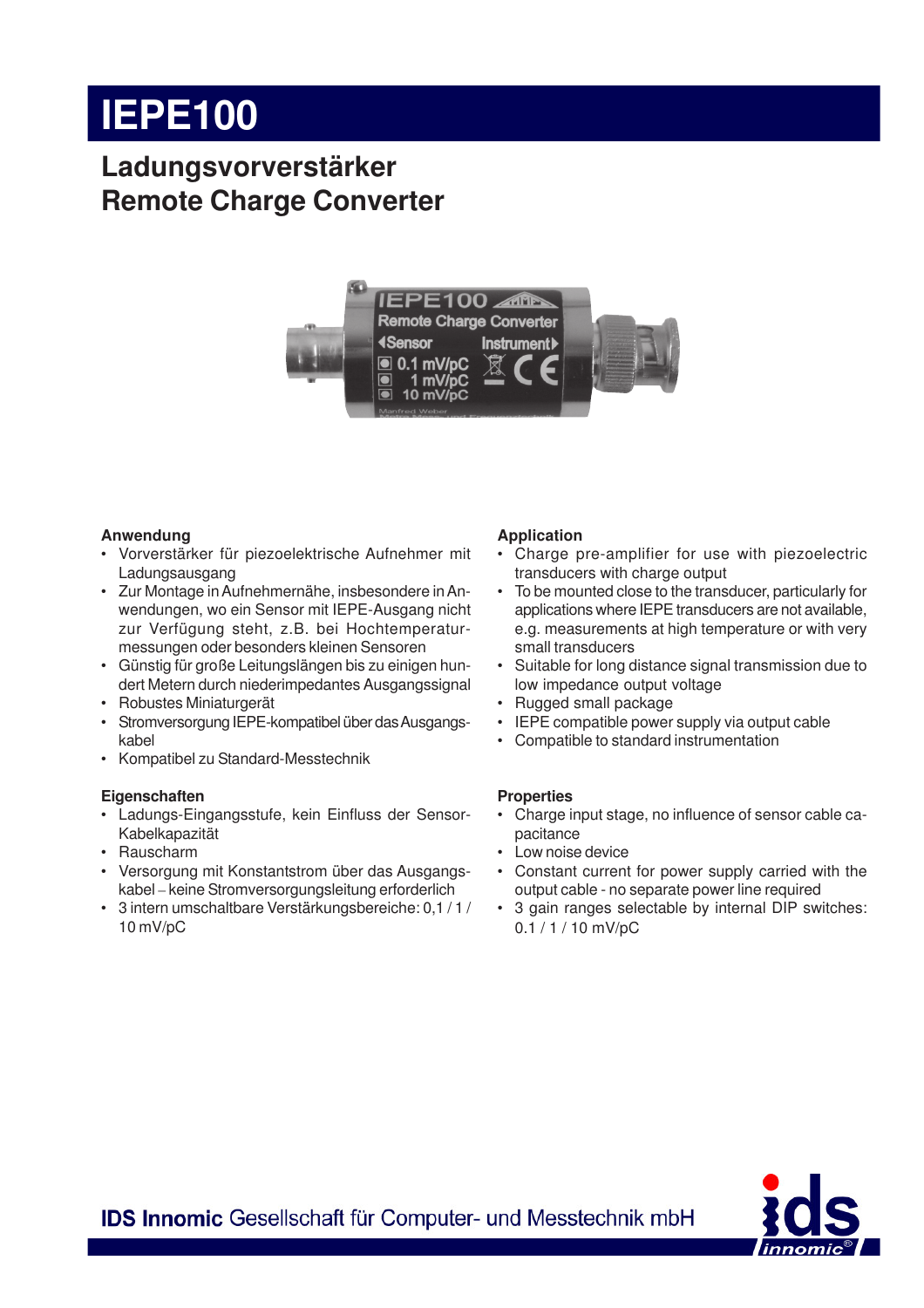# IEPE100

## Ladungsvorverstärker
## Remote Charge Converter

### Anwendung

- Vorverstärker für piezoelektrische Aufnehmer mit Ladungsausgang
- Zur Montage in Aufnehmernähe, insbesondere in Anwendungen, wo ein Sensor mit IEPE-Ausgang nicht zur Verfügung steht, z.B. bei Hochtemperaturmessungen oder besonders kleinen Sensoren
- Günstig für große Leitungslängen bis zu einigen hundert Metern durch niederimpedantes Ausgangssignal
- Robustes Miniaturgerät
- Stromversorgung IEPE-kompatibel über das Ausgangskabel
- Kompatibel zu Standard-Messtechnik

### Application

- Charge pre-amplifier for use with piezoelectric transducers with charge output
- To be mounted close to the transducer, particularly for applications where IEPE transducers are not available, e.g. measurements at high temperature or with very small transducers
- Suitable for long distance signal transmission due to low impedance output voltage
- Rugged small package
- IEPE compatible power supply via output cable
- Compatible to standard instrumentation

### Eigenschaften

- Ladungs-Eingangsstufe, kein Einfluss der Sensor-Kabelkapazität
- Rauscharm
- Versorgung mit Konstantstrom über das Ausgangskabel – keine Stromversorgungsleitung erforderlich
- 3 intern umschaltbare Verstärkungsbereiche: 0,1 / 1 / 10 mV/pC

### Properties

- Charge input stage, no influence of sensor cable capacitance
- Low noise device
- Constant current for power supply carried with the output cable - no separate power line required
- 3 gain ranges selectable by internal DIP switches: 0.1 / 1 / 10 mV/pC

**IDS Innomic** Gesellschaft für Computer- und Messtechnik mbH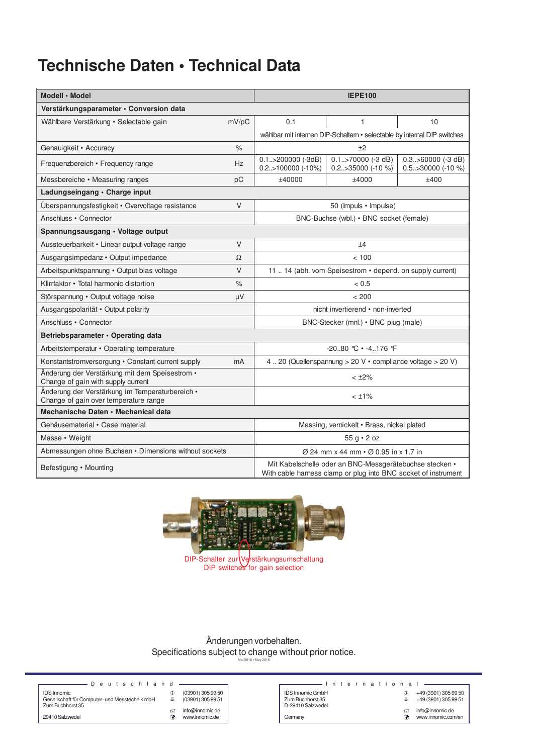# Technische Daten • Technical Data

| Modell • Model | | IEPE100 | | |
|---|---|---|---|---|
| **Verstärkungsparameter • Conversion data** | | | | |
| Wählbare Verstärkung • Selectable gain | mV/pC | 0.1 | 1 | 10 |
| | | wählbar mit internen DIP-Schaltern • selectable by internal DIP switches | | |
| Genauigkeit • Accuracy | % | ±2 | | |
| Frequenzbereich • Frequency range | Hz | 0.1..>200000 (-3dB) 0.2..>100000 (-10%) | 0.1..>70000 (-3 dB) 0.2..>35000 (-10 %) | 0.3..>60000 (-3 dB) 0.5..>30000 (-10 %) |
| Messbereiche • Measuring ranges | pC | ±40000 | ±4000 | ±400 |
| **Ladungseingang • Charge input** | | | | |
| Überspannungsfestigkeit • Overvoltage resistance | V | 50 (Impuls • Impulse) | | |
| Anschluss • Connector | | BNC-Buchse (wbl.) • BNC socket (female) | | |
| **Spannungsausgang • Voltage output** | | | | |
| Aussteuerbarkeit • Linear output voltage range | V | ±4 | | |
| Ausgangsimpedanz • Output impedance | Ω | < 100 | | |
| Arbeitspunktspannung • Output bias voltage | V | 11 .. 14 (abh. vom Speisestrom • depend. on supply current) | | |
| Klirrfaktor • Total harmonic distortion | % | < 0.5 | | |
| Störspannung • Output voltage noise | µV | < 200 | | |
| Ausgangspolarität • Output polarity | | nicht invertierend • non-inverted | | |
| Anschluss • Connector | | BNC-Stecker (mnl.) • BNC plug (male) | | |
| **Betriebsparameter • Operating data** | | | | |
| Arbeitstemperatur • Operating temperature | | -20..80 °C • -4..176 °F | | |
| Konstantstromversorgung • Constant current supply | mA | 4 .. 20 (Quellenspannung > 20 V • compliance voltage > 20 V) | | |
| Änderung der Verstärkung mit dem Speisestrom • Change of gain with supply current | | < ±2% | | |
| Änderung der Verstärkung im Temperaturbereich • Change of gain over temperature range | | < ±1% | | |
| **Mechanische Daten • Mechanical data** | | | | |
| Gehäusematerial • Case material | | Messing, vernickelt • Brass, nickel plated | | |
| Masse • Weight | | 55 g • 2 oz | | |
| Abmessungen ohne Buchsen • Dimensions without sockets | | Ø 24 mm x 44 mm • Ø 0.95 in x 1.7 in | | |
| Befestigung • Mounting | | Mit Kabelschelle oder an BNC-Messgerätebuchse stecken • With cable harness clamp or plug into BNC socket of instrument | | |

DIP-Schalter zur Verstärkungsumschaltung
DIP switches for gain selection

Änderungen vorbehalten.
Specifications subject to change without prior notice.

Mai 2016 • May 2016

**Deutschland**

IDS Innomic
Gesellschaft für Computer- und Messtechnik mbH
Zum Buchhorst 35
29410 Salzwedel

(03901) 305 99 50
(03901) 305 99 51
info@innomic.de
www.innomic.de

**International**

IDS Innomic GmbH
Zum Buchhorst 35
D-29410 Salzwedel
Germany

+49 (3901) 305 99 50
+49 (3901) 305 99 51
info@innomic.de
www.innomic.com/en